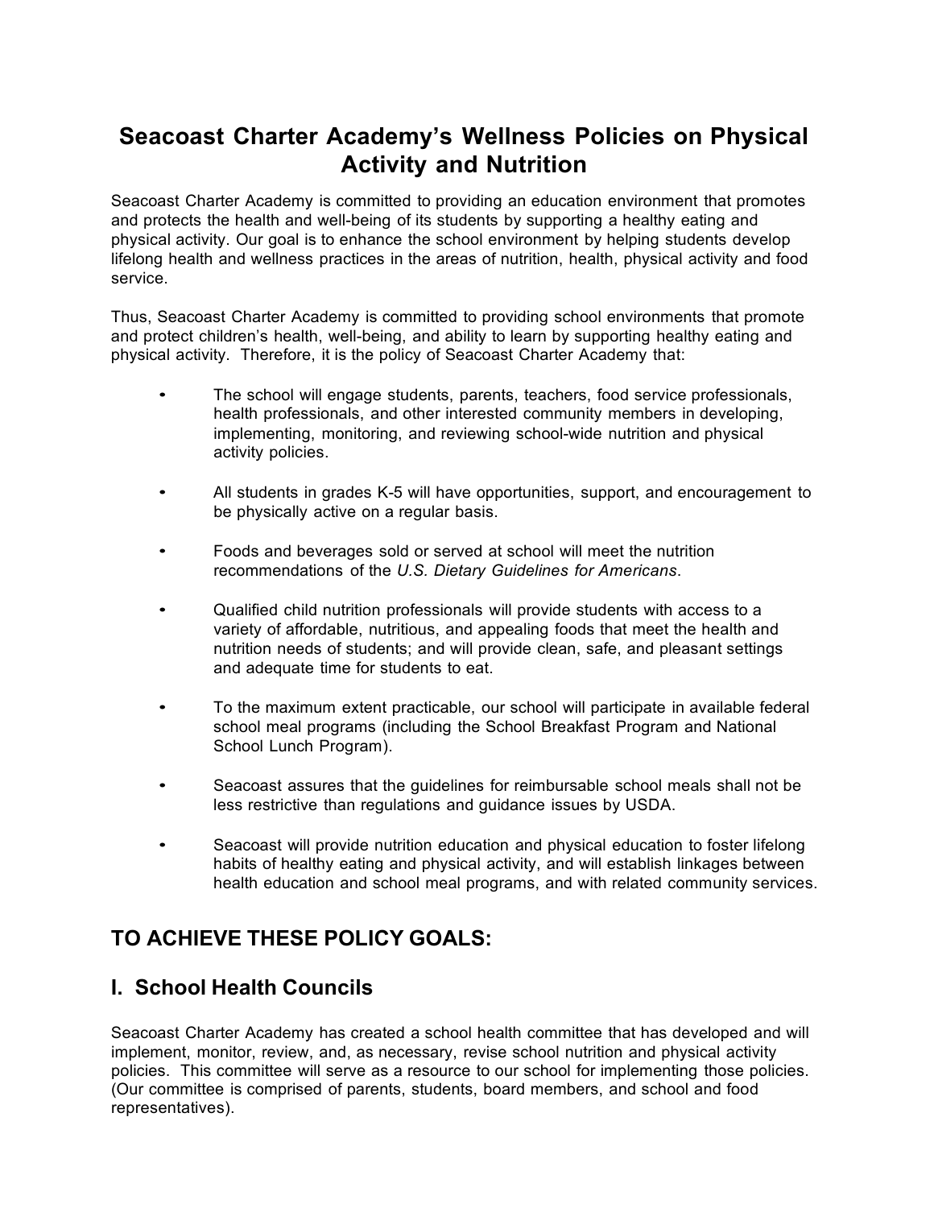# Seacoast Charter Academy's Wellness Policies on Physical Activity and Nutrition

Seacoast Charter Academy is committed to providing an education environment that promotes and protects the health and well-being of its students by supporting a healthy eating and physical activity. Our goal is to enhance the school environment by helping students develop lifelong health and wellness practices in the areas of nutrition, health, physical activity and food service.

Thus, Seacoast Charter Academy is committed to providing school environments that promote and protect children's health, well-being, and ability to learn by supporting healthy eating and physical activity. Therefore, it is the policy of Seacoast Charter Academy that:

- The school will engage students, parents, teachers, food service professionals, health professionals, and other interested community members in developing, implementing, monitoring, and reviewing school-wide nutrition and physical activity policies.

- All students in grades K-5 will have opportunities, support, and encouragement to be physically active on a regular basis.

- Foods and beverages sold or served at school will meet the nutrition recommendations of the *U.S. Dietary Guidelines for Americans*.

- Qualified child nutrition professionals will provide students with access to a variety of affordable, nutritious, and appealing foods that meet the health and nutrition needs of students; and will provide clean, safe, and pleasant settings and adequate time for students to eat.

- To the maximum extent practicable, our school will participate in available federal school meal programs (including the School Breakfast Program and National School Lunch Program).

- Seacoast assures that the guidelines for reimbursable school meals shall not be less restrictive than regulations and guidance issues by USDA.

- Seacoast will provide nutrition education and physical education to foster lifelong habits of healthy eating and physical activity, and will establish linkages between health education and school meal programs, and with related community services.

## TO ACHIEVE THESE POLICY GOALS:

## I. School Health Councils

Seacoast Charter Academy has created a school health committee that has developed and will implement, monitor, review, and, as necessary, revise school nutrition and physical activity policies. This committee will serve as a resource to our school for implementing those policies. (Our committee is comprised of parents, students, board members, and school and food representatives).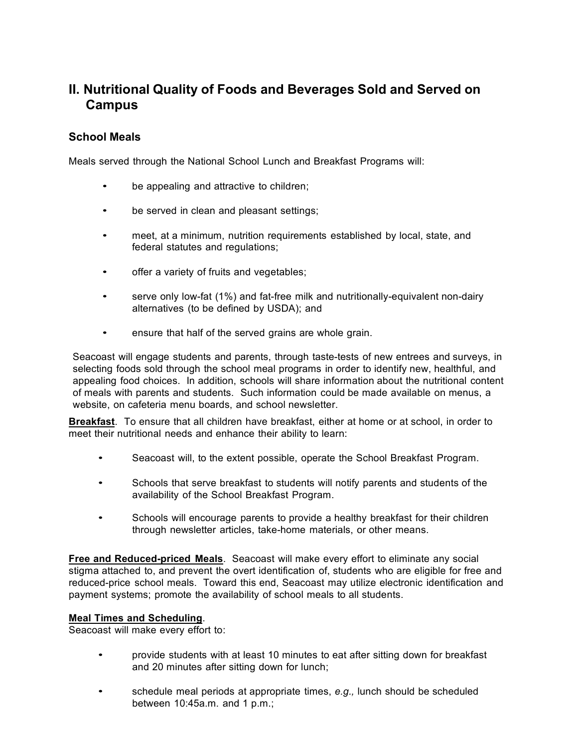## II. Nutritional Quality of Foods and Beverages Sold and Served on Campus

### School Meals

Meals served through the National School Lunch and Breakfast Programs will:

- be appealing and attractive to children;
- be served in clean and pleasant settings;
- meet, at a minimum, nutrition requirements established by local, state, and federal statutes and regulations;
- offer a variety of fruits and vegetables;
- serve only low-fat (1%) and fat-free milk and nutritionally-equivalent non-dairy alternatives (to be defined by USDA); and
- ensure that half of the served grains are whole grain.

Seacoast will engage students and parents, through taste-tests of new entrees and surveys, in selecting foods sold through the school meal programs in order to identify new, healthful, and appealing food choices. In addition, schools will share information about the nutritional content of meals with parents and students. Such information could be made available on menus, a website, on cafeteria menu boards, and school newsletter.

**Breakfast**. To ensure that all children have breakfast, either at home or at school, in order to meet their nutritional needs and enhance their ability to learn:

- Seacoast will, to the extent possible, operate the School Breakfast Program.
- Schools that serve breakfast to students will notify parents and students of the availability of the School Breakfast Program.
- Schools will encourage parents to provide a healthy breakfast for their children through newsletter articles, take-home materials, or other means.

**Free and Reduced-priced Meals**. Seacoast will make every effort to eliminate any social stigma attached to, and prevent the overt identification of, students who are eligible for free and reduced-price school meals. Toward this end, Seacoast may utilize electronic identification and payment systems; promote the availability of school meals to all students.

**Meal Times and Scheduling**.
Seacoast will make every effort to:

- provide students with at least 10 minutes to eat after sitting down for breakfast and 20 minutes after sitting down for lunch;
- schedule meal periods at appropriate times, *e.g.,* lunch should be scheduled between 10:45a.m. and 1 p.m.;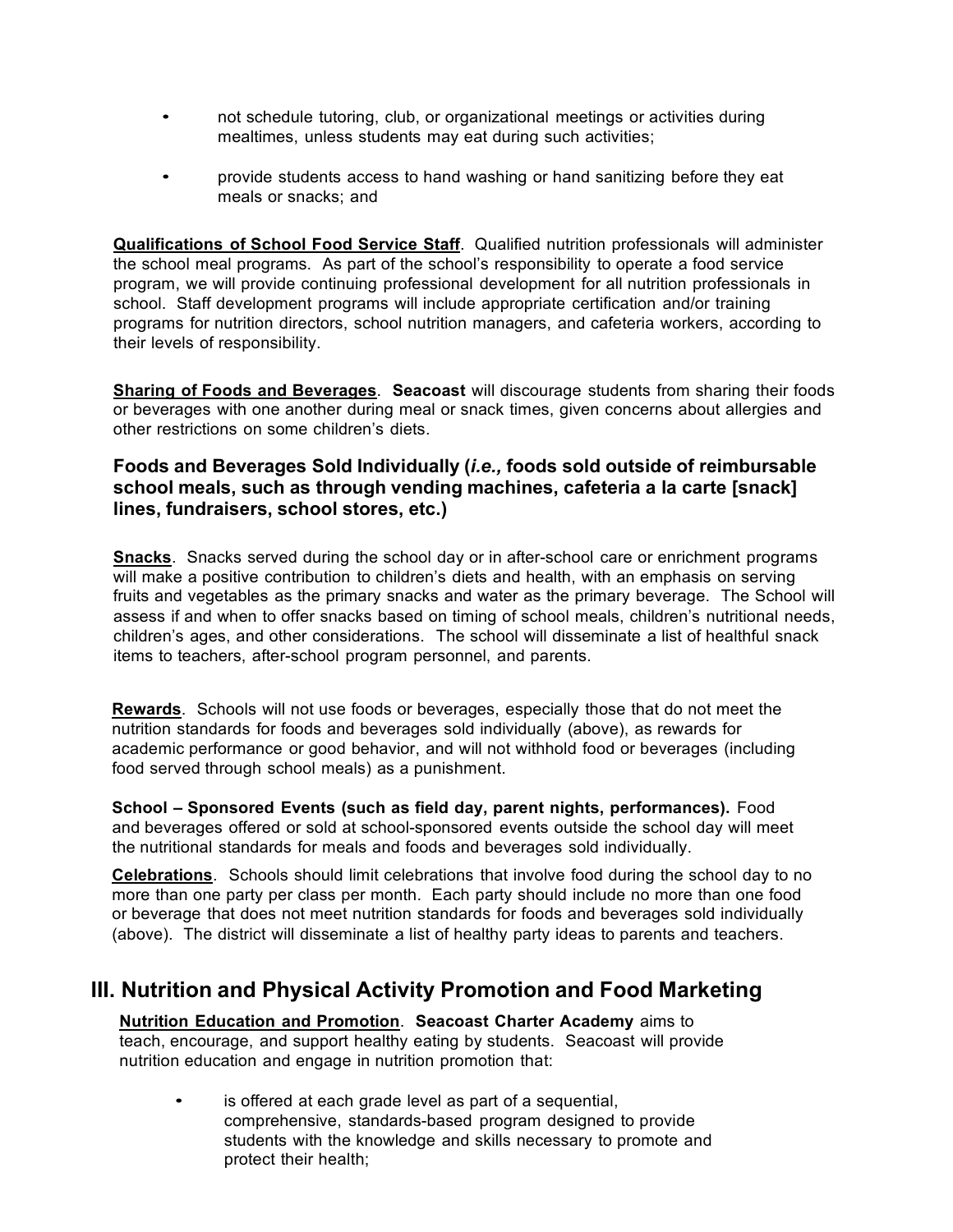- not schedule tutoring, club, or organizational meetings or activities during mealtimes, unless students may eat during such activities;

- provide students access to hand washing or hand sanitizing before they eat meals or snacks; and

**Qualifications of School Food Service Staff**. Qualified nutrition professionals will administer the school meal programs. As part of the school's responsibility to operate a food service program, we will provide continuing professional development for all nutrition professionals in school. Staff development programs will include appropriate certification and/or training programs for nutrition directors, school nutrition managers, and cafeteria workers, according to their levels of responsibility.

**Sharing of Foods and Beverages**. **Seacoast** will discourage students from sharing their foods or beverages with one another during meal or snack times, given concerns about allergies and other restrictions on some children's diets.

### Foods and Beverages Sold Individually (*i.e.,* foods sold outside of reimbursable school meals, such as through vending machines, cafeteria a la carte [snack] lines, fundraisers, school stores, etc.)

**Snacks**. Snacks served during the school day or in after-school care or enrichment programs will make a positive contribution to children's diets and health, with an emphasis on serving fruits and vegetables as the primary snacks and water as the primary beverage. The School will assess if and when to offer snacks based on timing of school meals, children's nutritional needs, children's ages, and other considerations. The school will disseminate a list of healthful snack items to teachers, after-school program personnel, and parents.

**Rewards**. Schools will not use foods or beverages, especially those that do not meet the nutrition standards for foods and beverages sold individually (above), as rewards for academic performance or good behavior, and will not withhold food or beverages (including food served through school meals) as a punishment.

**School – Sponsored Events (such as field day, parent nights, performances).** Food and beverages offered or sold at school-sponsored events outside the school day will meet the nutritional standards for meals and foods and beverages sold individually.

**Celebrations**. Schools should limit celebrations that involve food during the school day to no more than one party per class per month. Each party should include no more than one food or beverage that does not meet nutrition standards for foods and beverages sold individually (above). The district will disseminate a list of healthy party ideas to parents and teachers.

## III. Nutrition and Physical Activity Promotion and Food Marketing

**Nutrition Education and Promotion**. **Seacoast Charter Academy** aims to teach, encourage, and support healthy eating by students. Seacoast will provide nutrition education and engage in nutrition promotion that:

- is offered at each grade level as part of a sequential, comprehensive, standards-based program designed to provide students with the knowledge and skills necessary to promote and protect their health;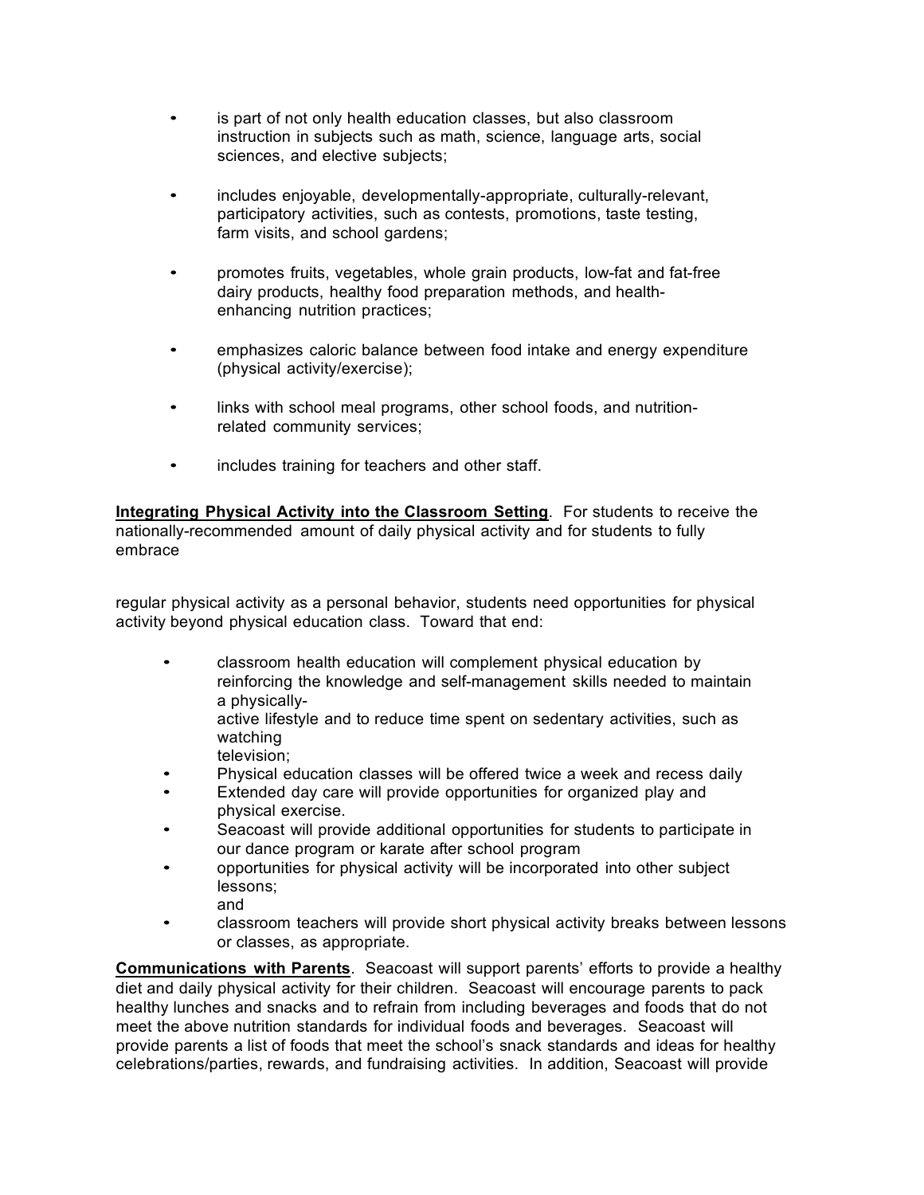- is part of not only health education classes, but also classroom instruction in subjects such as math, science, language arts, social sciences, and elective subjects;
- includes enjoyable, developmentally-appropriate, culturally-relevant, participatory activities, such as contests, promotions, taste testing, farm visits, and school gardens;
- promotes fruits, vegetables, whole grain products, low-fat and fat-free dairy products, healthy food preparation methods, and health-enhancing nutrition practices;
- emphasizes caloric balance between food intake and energy expenditure (physical activity/exercise);
- links with school meal programs, other school foods, and nutrition-related community services;
- includes training for teachers and other staff.

**Integrating Physical Activity into the Classroom Setting**. For students to receive the nationally-recommended amount of daily physical activity and for students to fully embrace regular physical activity as a personal behavior, students need opportunities for physical activity beyond physical education class. Toward that end:

- classroom health education will complement physical education by reinforcing the knowledge and self-management skills needed to maintain a physically-active lifestyle and to reduce time spent on sedentary activities, such as watching television;
- Physical education classes will be offered twice a week and recess daily
- Extended day care will provide opportunities for organized play and physical exercise.
- Seacoast will provide additional opportunities for students to participate in our dance program or karate after school program
- opportunities for physical activity will be incorporated into other subject lessons; and
- classroom teachers will provide short physical activity breaks between lessons or classes, as appropriate.

**Communications with Parents**. Seacoast will support parents' efforts to provide a healthy diet and daily physical activity for their children. Seacoast will encourage parents to pack healthy lunches and snacks and to refrain from including beverages and foods that do not meet the above nutrition standards for individual foods and beverages. Seacoast will provide parents a list of foods that meet the school's snack standards and ideas for healthy celebrations/parties, rewards, and fundraising activities. In addition, Seacoast will provide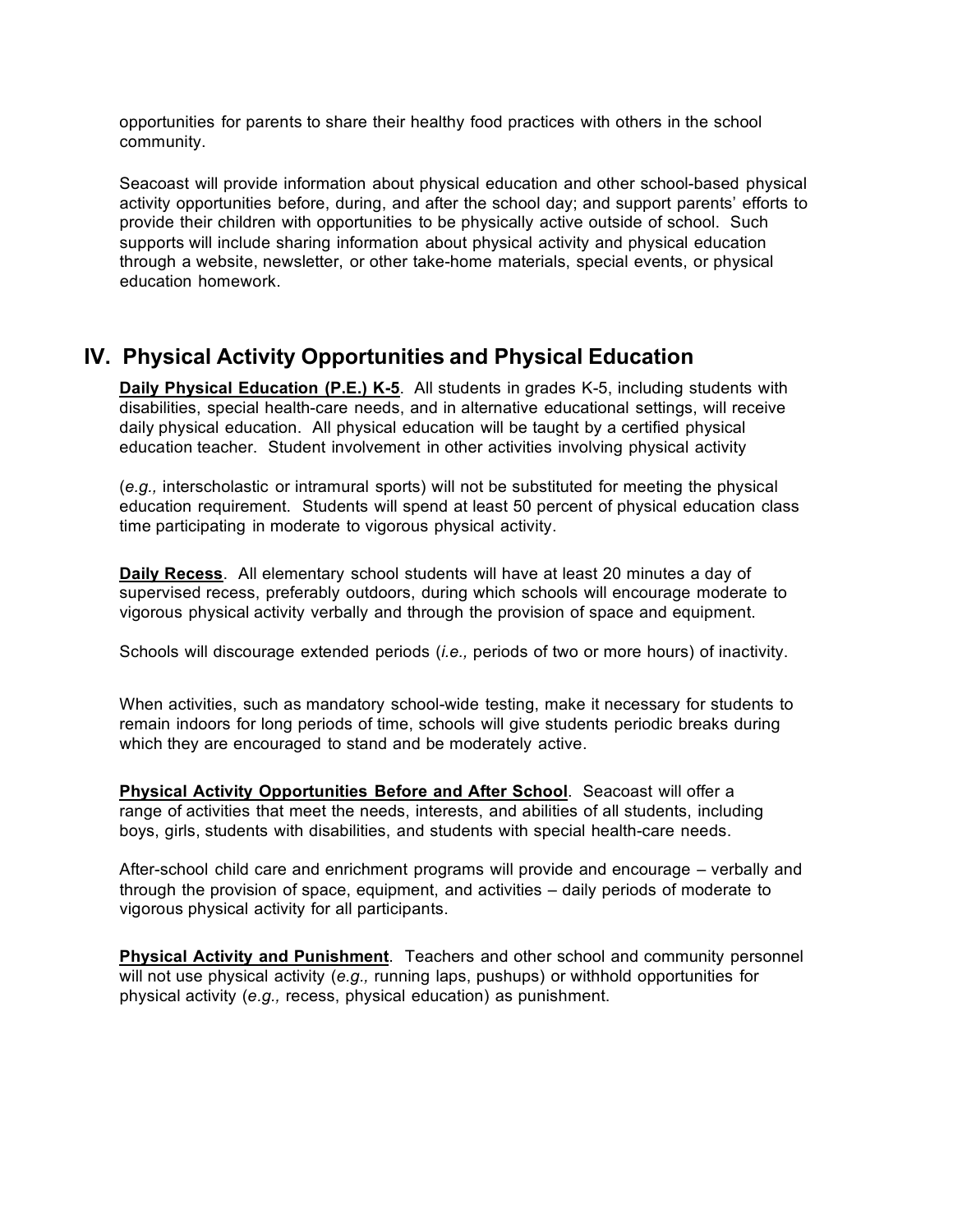opportunities for parents to share their healthy food practices with others in the school community.

Seacoast will provide information about physical education and other school-based physical activity opportunities before, during, and after the school day; and support parents' efforts to provide their children with opportunities to be physically active outside of school. Such supports will include sharing information about physical activity and physical education through a website, newsletter, or other take-home materials, special events, or physical education homework.

## IV. Physical Activity Opportunities and Physical Education

**Daily Physical Education (P.E.) K-5**. All students in grades K-5, including students with disabilities, special health-care needs, and in alternative educational settings, will receive daily physical education. All physical education will be taught by a certified physical education teacher. Student involvement in other activities involving physical activity

(*e.g.,* interscholastic or intramural sports) will not be substituted for meeting the physical education requirement. Students will spend at least 50 percent of physical education class time participating in moderate to vigorous physical activity.

**Daily Recess**. All elementary school students will have at least 20 minutes a day of supervised recess, preferably outdoors, during which schools will encourage moderate to vigorous physical activity verbally and through the provision of space and equipment.

Schools will discourage extended periods (*i.e.,* periods of two or more hours) of inactivity.

When activities, such as mandatory school-wide testing, make it necessary for students to remain indoors for long periods of time, schools will give students periodic breaks during which they are encouraged to stand and be moderately active.

**Physical Activity Opportunities Before and After School**. Seacoast will offer a range of activities that meet the needs, interests, and abilities of all students, including boys, girls, students with disabilities, and students with special health-care needs.

After-school child care and enrichment programs will provide and encourage – verbally and through the provision of space, equipment, and activities – daily periods of moderate to vigorous physical activity for all participants.

**Physical Activity and Punishment**. Teachers and other school and community personnel will not use physical activity (*e.g.,* running laps, pushups) or withhold opportunities for physical activity (*e.g.,* recess, physical education) as punishment.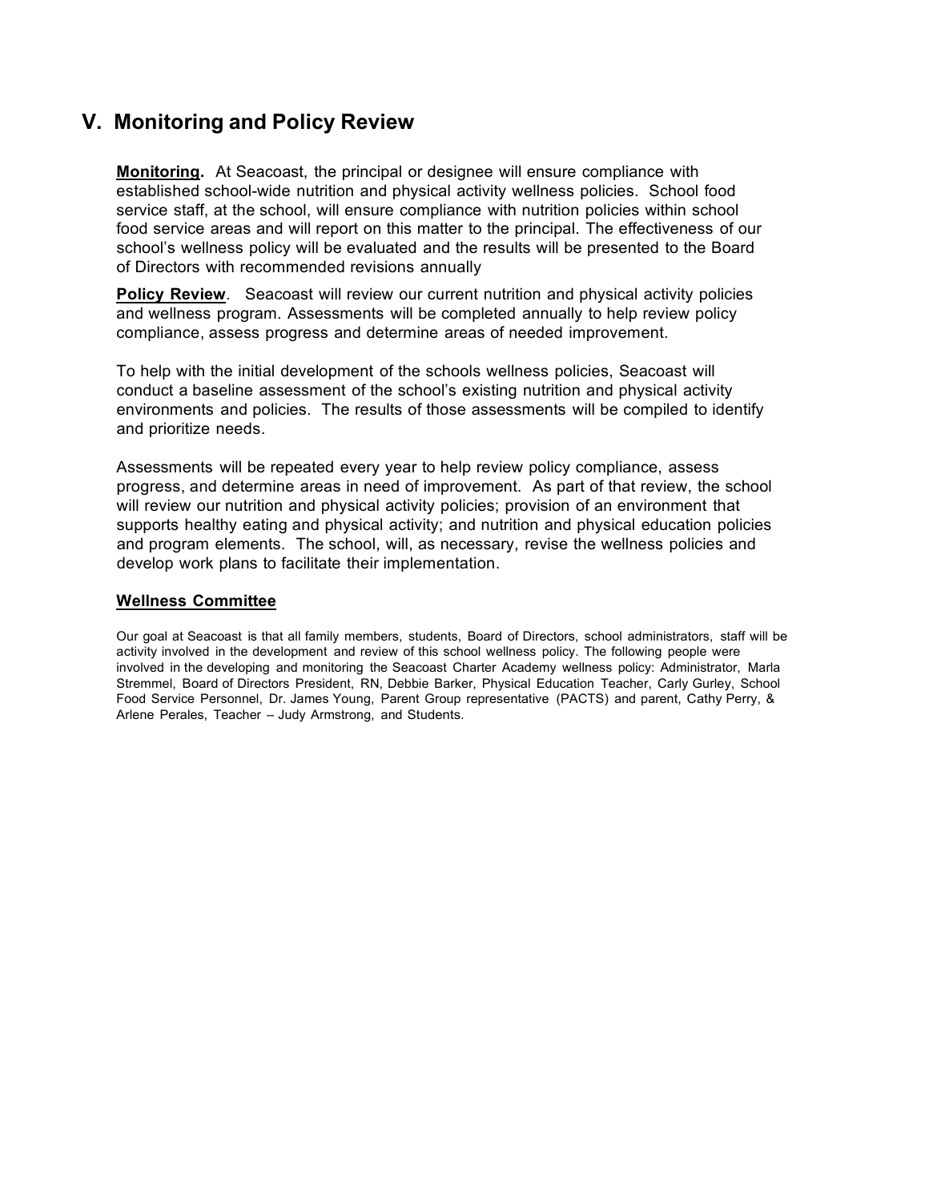## V. Monitoring and Policy Review

**Monitoring.** At Seacoast, the principal or designee will ensure compliance with established school-wide nutrition and physical activity wellness policies. School food service staff, at the school, will ensure compliance with nutrition policies within school food service areas and will report on this matter to the principal. The effectiveness of our school's wellness policy will be evaluated and the results will be presented to the Board of Directors with recommended revisions annually

**Policy Review**. Seacoast will review our current nutrition and physical activity policies and wellness program. Assessments will be completed annually to help review policy compliance, assess progress and determine areas of needed improvement.

To help with the initial development of the schools wellness policies, Seacoast will conduct a baseline assessment of the school's existing nutrition and physical activity environments and policies. The results of those assessments will be compiled to identify and prioritize needs.

Assessments will be repeated every year to help review policy compliance, assess progress, and determine areas in need of improvement. As part of that review, the school will review our nutrition and physical activity policies; provision of an environment that supports healthy eating and physical activity; and nutrition and physical education policies and program elements. The school, will, as necessary, revise the wellness policies and develop work plans to facilitate their implementation.

**Wellness Committee**

Our goal at Seacoast is that all family members, students, Board of Directors, school administrators, staff will be activity involved in the development and review of this school wellness policy. The following people were involved in the developing and monitoring the Seacoast Charter Academy wellness policy: Administrator, Marla Stremmel, Board of Directors President, RN, Debbie Barker, Physical Education Teacher, Carly Gurley, School Food Service Personnel, Dr. James Young, Parent Group representative (PACTS) and parent, Cathy Perry, & Arlene Perales, Teacher – Judy Armstrong, and Students.